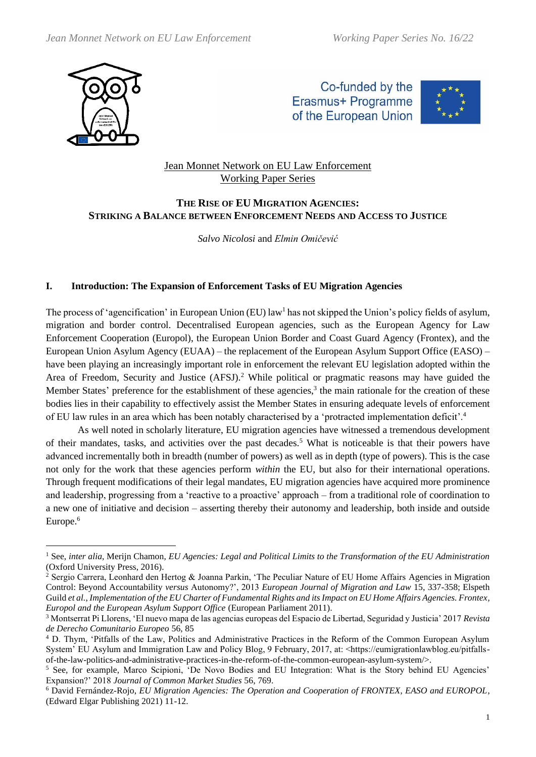Jean Monnet Network on EU Law Enforcement
Working Paper Series

# THE RISE OF EU MIGRATION AGENCIES: STRIKING A BALANCE BETWEEN ENFORCEMENT NEEDS AND ACCESS TO JUSTICE

*Salvo Nicolosi* and *Elmin Omičević*

## I. Introduction: The Expansion of Enforcement Tasks of EU Migration Agencies

The process of 'agencification' in European Union (EU) law[1] has not skipped the Union's policy fields of asylum, migration and border control. Decentralised European agencies, such as the European Agency for Law Enforcement Cooperation (Europol), the European Union Border and Coast Guard Agency (Frontex), and the European Union Asylum Agency (EUAA) – the replacement of the European Asylum Support Office (EASO) – have been playing an increasingly important role in enforcement the relevant EU legislation adopted within the Area of Freedom, Security and Justice (AFSJ).[2] While political or pragmatic reasons may have guided the Member States' preference for the establishment of these agencies,[3] the main rationale for the creation of these bodies lies in their capability to effectively assist the Member States in ensuring adequate levels of enforcement of EU law rules in an area which has been notably characterised by a 'protracted implementation deficit'.[4]

As well noted in scholarly literature, EU migration agencies have witnessed a tremendous development of their mandates, tasks, and activities over the past decades.[5] What is noticeable is that their powers have advanced incrementally both in breadth (number of powers) as well as in depth (type of powers). This is the case not only for the work that these agencies perform *within* the EU, but also for their international operations. Through frequent modifications of their legal mandates, EU migration agencies have acquired more prominence and leadership, progressing from a 'reactive to a proactive' approach – from a traditional role of coordination to a new one of initiative and decision – asserting thereby their autonomy and leadership, both inside and outside Europe.[6]

---

[1] See, *inter alia*, Merijn Chamon, *EU Agencies: Legal and Political Limits to the Transformation of the EU Administration* (Oxford University Press, 2016).

[2] Sergio Carrera, Leonhard den Hertog & Joanna Parkin, 'The Peculiar Nature of EU Home Affairs Agencies in Migration Control: Beyond Accountability *versus* Autonomy?', 2013 *European Journal of Migration and Law* 15, 337-358; Elspeth Guild *et al.*, *Implementation of the EU Charter of Fundamental Rights and its Impact on EU Home Affairs Agencies. Frontex, Europol and the European Asylum Support Office* (European Parliament 2011).

[3] Montserrat Pi Llorens, 'El nuevo mapa de las agencias europeas del Espacio de Libertad, Seguridad y Justicia' 2017 *Revista de Derecho Comunitario Europeo* 56, 85

[4] D. Thym, 'Pitfalls of the Law, Politics and Administrative Practices in the Reform of the Common European Asylum System' EU Asylum and Immigration Law and Policy Blog, 9 February, 2017, at: <https://eumigrationlawblog.eu/pitfalls-of-the-law-politics-and-administrative-practices-in-the-reform-of-the-common-european-asylum-system/>.

[5] See, for example, Marco Scipioni, 'De Novo Bodies and EU Integration: What is the Story behind EU Agencies' Expansion?' 2018 *Journal of Common Market Studies* 56, 769.

[6] David Fernández-Rojo, *EU Migration Agencies: The Operation and Cooperation of FRONTEX, EASO and EUROPOL*, (Edward Elgar Publishing 2021) 11-12.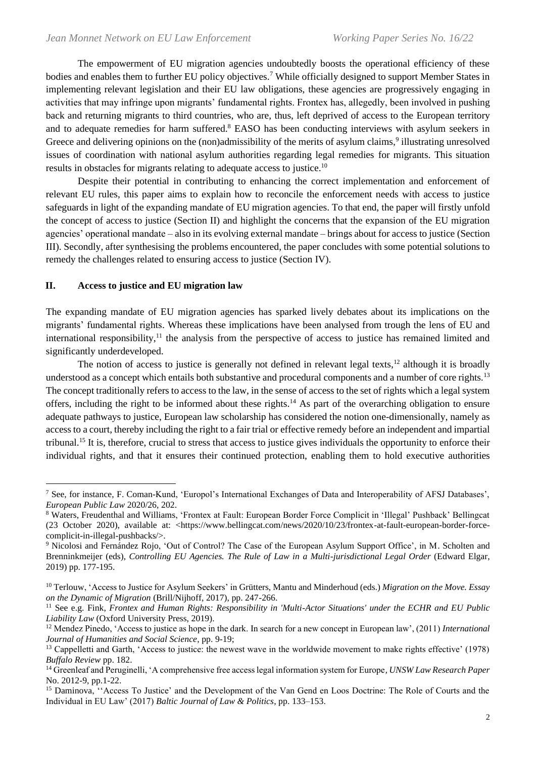The empowerment of EU migration agencies undoubtedly boosts the operational efficiency of these bodies and enables them to further EU policy objectives.[7] While officially designed to support Member States in implementing relevant legislation and their EU law obligations, these agencies are progressively engaging in activities that may infringe upon migrants' fundamental rights. Frontex has, allegedly, been involved in pushing back and returning migrants to third countries, who are, thus, left deprived of access to the European territory and to adequate remedies for harm suffered.[8] EASO has been conducting interviews with asylum seekers in Greece and delivering opinions on the (non)admissibility of the merits of asylum claims,[9] illustrating unresolved issues of coordination with national asylum authorities regarding legal remedies for migrants. This situation results in obstacles for migrants relating to adequate access to justice.[10]

Despite their potential in contributing to enhancing the correct implementation and enforcement of relevant EU rules, this paper aims to explain how to reconcile the enforcement needs with access to justice safeguards in light of the expanding mandate of EU migration agencies. To that end, the paper will firstly unfold the concept of access to justice (Section II) and highlight the concerns that the expansion of the EU migration agencies' operational mandate – also in its evolving external mandate – brings about for access to justice (Section III). Secondly, after synthesising the problems encountered, the paper concludes with some potential solutions to remedy the challenges related to ensuring access to justice (Section IV).

## II. Access to justice and EU migration law

The expanding mandate of EU migration agencies has sparked lively debates about its implications on the migrants' fundamental rights. Whereas these implications have been analysed from trough the lens of EU and international responsibility,[11] the analysis from the perspective of access to justice has remained limited and significantly underdeveloped.

The notion of access to justice is generally not defined in relevant legal texts,[12] although it is broadly understood as a concept which entails both substantive and procedural components and a number of core rights.[13] The concept traditionally refers to access to the law, in the sense of access to the set of rights which a legal system offers, including the right to be informed about these rights.[14] As part of the overarching obligation to ensure adequate pathways to justice, European law scholarship has considered the notion one-dimensionally, namely as access to a court, thereby including the right to a fair trial or effective remedy before an independent and impartial tribunal.[15] It is, therefore, crucial to stress that access to justice gives individuals the opportunity to enforce their individual rights, and that it ensures their continued protection, enabling them to hold executive authorities

---

[7] See, for instance, F. Coman-Kund, 'Europol's International Exchanges of Data and Interoperability of AFSJ Databases', *European Public Law* 2020/26, 202.

[8] Waters, Freudenthal and Williams, 'Frontex at Fault: European Border Force Complicit in 'Illegal' Pushback' Bellingcat (23 October 2020), available at: <https://www.bellingcat.com/news/2020/10/23/frontex-at-fault-european-border-force-complicit-in-illegal-pushbacks/>.

[9] Nicolosi and Fernández Rojo, 'Out of Control? The Case of the European Asylum Support Office', in M. Scholten and Brenninkmeijer (eds), *Controlling EU Agencies. The Rule of Law in a Multi-jurisdictional Legal Order* (Edward Elgar, 2019) pp. 177-195.

[10] Terlouw, 'Access to Justice for Asylum Seekers' in Grütters, Mantu and Minderhoud (eds.) *Migration on the Move. Essay on the Dynamic of Migration* (Brill/Nijhoff, 2017), pp. 247-266.

[11] See e.g. Fink, *Frontex and Human Rights: Responsibility in 'Multi-Actor Situations' under the ECHR and EU Public Liability Law* (Oxford University Press, 2019).

[12] Mendez Pinedo, 'Access to justice as hope in the dark. In search for a new concept in European law', (2011) *International Journal of Humanities and Social Science*, pp. 9-19;

[13] Cappelletti and Garth, 'Access to justice: the newest wave in the worldwide movement to make rights effective' (1978) *Buffalo Review* pp. 182.

[14] Greenleaf and Peruginelli, 'A comprehensive free access legal information system for Europe, *UNSW Law Research Paper* No. 2012-9, pp.1-22.

[15] Daminova, ''Access To Justice' and the Development of the Van Gend en Loos Doctrine: The Role of Courts and the Individual in EU Law' (2017) *Baltic Journal of Law & Politics*, pp. 133–153.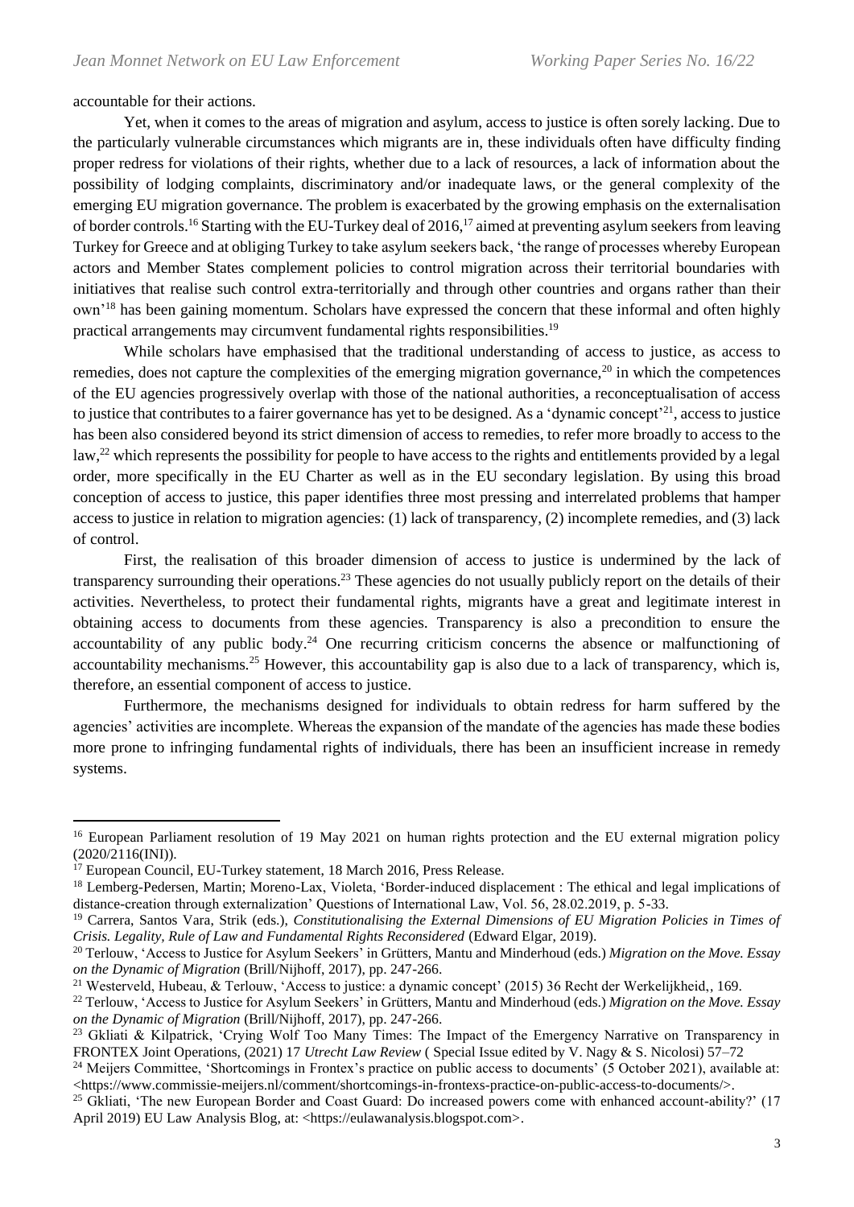accountable for their actions.

Yet, when it comes to the areas of migration and asylum, access to justice is often sorely lacking. Due to the particularly vulnerable circumstances which migrants are in, these individuals often have difficulty finding proper redress for violations of their rights, whether due to a lack of resources, a lack of information about the possibility of lodging complaints, discriminatory and/or inadequate laws, or the general complexity of the emerging EU migration governance. The problem is exacerbated by the growing emphasis on the externalisation of border controls.[16] Starting with the EU-Turkey deal of 2016,[17] aimed at preventing asylum seekers from leaving Turkey for Greece and at obliging Turkey to take asylum seekers back, 'the range of processes whereby European actors and Member States complement policies to control migration across their territorial boundaries with initiatives that realise such control extra-territorially and through other countries and organs rather than their own'[18] has been gaining momentum. Scholars have expressed the concern that these informal and often highly practical arrangements may circumvent fundamental rights responsibilities.[19]

While scholars have emphasised that the traditional understanding of access to justice, as access to remedies, does not capture the complexities of the emerging migration governance,[20] in which the competences of the EU agencies progressively overlap with those of the national authorities, a reconceptualisation of access to justice that contributes to a fairer governance has yet to be designed. As a 'dynamic concept'[21], access to justice has been also considered beyond its strict dimension of access to remedies, to refer more broadly to access to the law,[22] which represents the possibility for people to have access to the rights and entitlements provided by a legal order, more specifically in the EU Charter as well as in the EU secondary legislation. By using this broad conception of access to justice, this paper identifies three most pressing and interrelated problems that hamper access to justice in relation to migration agencies: (1) lack of transparency, (2) incomplete remedies, and (3) lack of control.

First, the realisation of this broader dimension of access to justice is undermined by the lack of transparency surrounding their operations.[23] These agencies do not usually publicly report on the details of their activities. Nevertheless, to protect their fundamental rights, migrants have a great and legitimate interest in obtaining access to documents from these agencies. Transparency is also a precondition to ensure the accountability of any public body.[24] One recurring criticism concerns the absence or malfunctioning of accountability mechanisms.[25] However, this accountability gap is also due to a lack of transparency, which is, therefore, an essential component of access to justice.

Furthermore, the mechanisms designed for individuals to obtain redress for harm suffered by the agencies' activities are incomplete. Whereas the expansion of the mandate of the agencies has made these bodies more prone to infringing fundamental rights of individuals, there has been an insufficient increase in remedy systems.

---

[16] European Parliament resolution of 19 May 2021 on human rights protection and the EU external migration policy (2020/2116(INI)).

[17] European Council, EU-Turkey statement, 18 March 2016, Press Release.

[18] Lemberg-Pedersen, Martin; Moreno-Lax, Violeta, 'Border-induced displacement : The ethical and legal implications of distance-creation through externalization' Questions of International Law, Vol. 56, 28.02.2019, p. 5-33.

[19] Carrera, Santos Vara, Strik (eds.), *Constitutionalising the External Dimensions of EU Migration Policies in Times of Crisis. Legality, Rule of Law and Fundamental Rights Reconsidered* (Edward Elgar, 2019).

[20] Terlouw, 'Access to Justice for Asylum Seekers' in Grütters, Mantu and Minderhoud (eds.) *Migration on the Move. Essay on the Dynamic of Migration* (Brill/Nijhoff, 2017), pp. 247-266.

[21] Westerveld, Hubeau, & Terlouw, 'Access to justice: a dynamic concept' (2015) 36 Recht der Werkelijkheid,, 169.

[22] Terlouw, 'Access to Justice for Asylum Seekers' in Grütters, Mantu and Minderhoud (eds.) *Migration on the Move. Essay on the Dynamic of Migration* (Brill/Nijhoff, 2017), pp. 247-266.

[23] Gkliati & Kilpatrick, 'Crying Wolf Too Many Times: The Impact of the Emergency Narrative on Transparency in FRONTEX Joint Operations, (2021) 17 *Utrecht Law Review* ( Special Issue edited by V. Nagy & S. Nicolosi) 57–72

[24] Meijers Committee, 'Shortcomings in Frontex's practice on public access to documents' (5 October 2021), available at: <https://www.commissie-meijers.nl/comment/shortcomings-in-frontexs-practice-on-public-access-to-documents/>.

[25] Gkliati, 'The new European Border and Coast Guard: Do increased powers come with enhanced account-ability?' (17 April 2019) EU Law Analysis Blog, at: <https://eulawanalysis.blogspot.com>.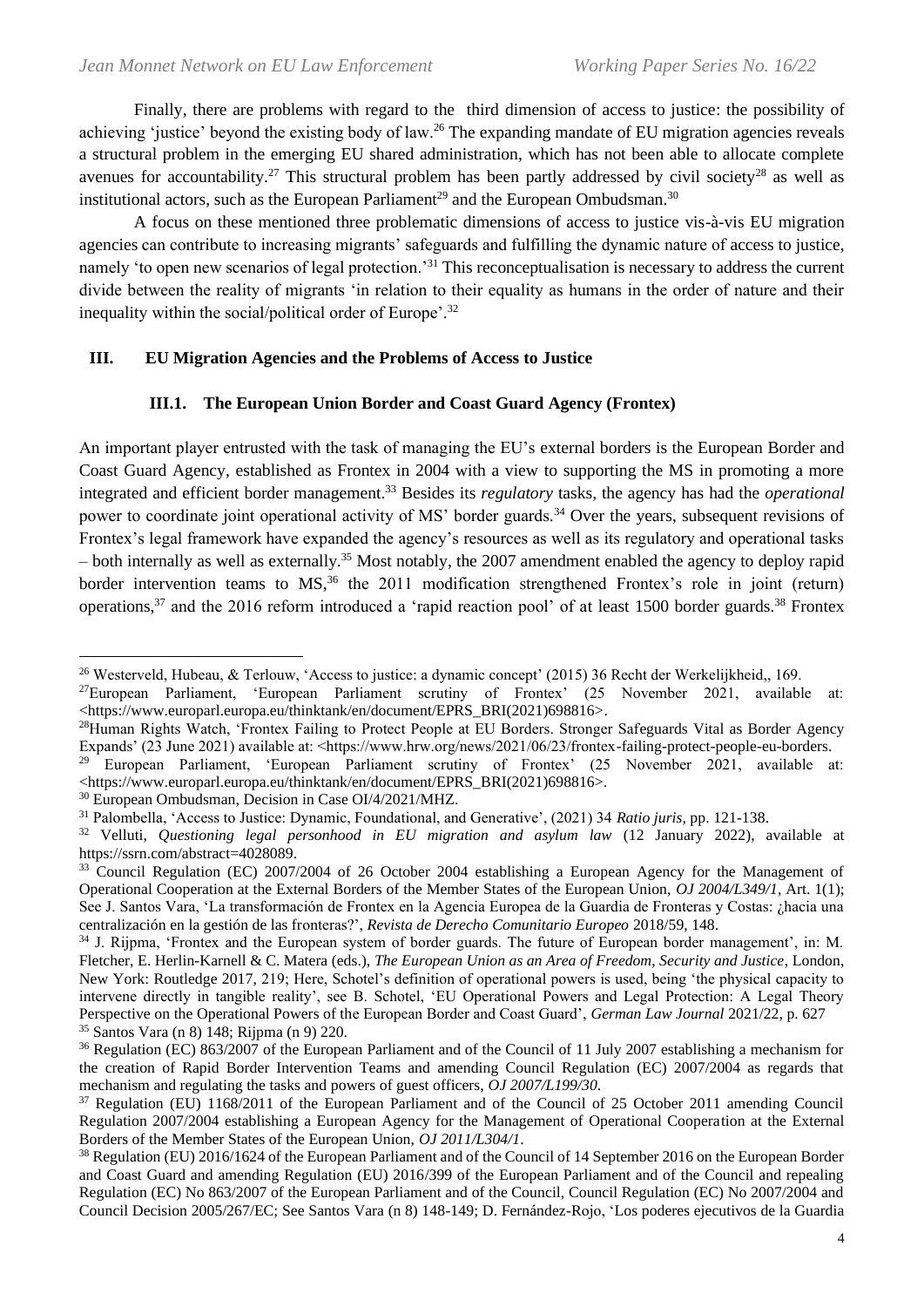Finally, there are problems with regard to the third dimension of access to justice: the possibility of achieving 'justice' beyond the existing body of law.[26] The expanding mandate of EU migration agencies reveals a structural problem in the emerging EU shared administration, which has not been able to allocate complete avenues for accountability.[27] This structural problem has been partly addressed by civil society[28] as well as institutional actors, such as the European Parliament[29] and the European Ombudsman.[30]

A focus on these mentioned three problematic dimensions of access to justice vis-à-vis EU migration agencies can contribute to increasing migrants' safeguards and fulfilling the dynamic nature of access to justice, namely 'to open new scenarios of legal protection.'[31] This reconceptualisation is necessary to address the current divide between the reality of migrants 'in relation to their equality as humans in the order of nature and their inequality within the social/political order of Europe'.[32]

## III. EU Migration Agencies and the Problems of Access to Justice

### III.1. The European Union Border and Coast Guard Agency (Frontex)

An important player entrusted with the task of managing the EU's external borders is the European Border and Coast Guard Agency, established as Frontex in 2004 with a view to supporting the MS in promoting a more integrated and efficient border management.[33] Besides its *regulatory* tasks, the agency has had the *operational* power to coordinate joint operational activity of MS' border guards.[34] Over the years, subsequent revisions of Frontex's legal framework have expanded the agency's resources as well as its regulatory and operational tasks – both internally as well as externally.[35] Most notably, the 2007 amendment enabled the agency to deploy rapid border intervention teams to MS,[36] the 2011 modification strengthened Frontex's role in joint (return) operations,[37] and the 2016 reform introduced a 'rapid reaction pool' of at least 1500 border guards.[38] Frontex

---

[26] Westerveld, Hubeau, & Terlouw, 'Access to justice: a dynamic concept' (2015) 36 Recht der Werkelijkheid,, 169.

[27] European Parliament, 'European Parliament scrutiny of Frontex' (25 November 2021, available at: <https://www.europarl.europa.eu/thinktank/en/document/EPRS_BRI(2021)698816>.

[28] Human Rights Watch, 'Frontex Failing to Protect People at EU Borders. Stronger Safeguards Vital as Border Agency Expands' (23 June 2021) available at: <https://www.hrw.org/news/2021/06/23/frontex-failing-protect-people-eu-borders.

[29] European Parliament, 'European Parliament scrutiny of Frontex' (25 November 2021, available at: <https://www.europarl.europa.eu/thinktank/en/document/EPRS_BRI(2021)698816>.

[30] European Ombudsman, Decision in Case OI/4/2021/MHZ.

[31] Palombella, 'Access to Justice: Dynamic, Foundational, and Generative', (2021) 34 *Ratio juris*, pp. 121-138.

[32] Velluti, *Questioning legal personhood in EU migration and asylum law* (12 January 2022), available at https://ssrn.com/abstract=4028089.

[33] Council Regulation (EC) 2007/2004 of 26 October 2004 establishing a European Agency for the Management of Operational Cooperation at the External Borders of the Member States of the European Union, *OJ 2004/L349/1*, Art. 1(1); See J. Santos Vara, 'La transformación de Frontex en la Agencia Europea de la Guardia de Fronteras y Costas: ¿hacia una centralización en la gestión de las fronteras?', *Revista de Derecho Comunitario Europeo* 2018/59, 148.

[34] J. Rijpma, 'Frontex and the European system of border guards. The future of European border management', in: M. Fletcher, E. Herlin-Karnell & C. Matera (eds.), *The European Union as an Area of Freedom, Security and Justice*, London, New York: Routledge 2017, 219; Here, Schotel's definition of operational powers is used, being 'the physical capacity to intervene directly in tangible reality', see B. Schotel, 'EU Operational Powers and Legal Protection: A Legal Theory Perspective on the Operational Powers of the European Border and Coast Guard', *German Law Journal* 2021/22, p. 627

[35] Santos Vara (n 8) 148; Rijpma (n 9) 220.

[36] Regulation (EC) 863/2007 of the European Parliament and of the Council of 11 July 2007 establishing a mechanism for the creation of Rapid Border Intervention Teams and amending Council Regulation (EC) 2007/2004 as regards that mechanism and regulating the tasks and powers of guest officers, *OJ 2007/L199/30*.

[37] Regulation (EU) 1168/2011 of the European Parliament and of the Council of 25 October 2011 amending Council Regulation 2007/2004 establishing a European Agency for the Management of Operational Cooperation at the External Borders of the Member States of the European Union, *OJ 2011/L304/1*.

[38] Regulation (EU) 2016/1624 of the European Parliament and of the Council of 14 September 2016 on the European Border and Coast Guard and amending Regulation (EU) 2016/399 of the European Parliament and of the Council and repealing Regulation (EC) No 863/2007 of the European Parliament and of the Council, Council Regulation (EC) No 2007/2004 and Council Decision 2005/267/EC; See Santos Vara (n 8) 148-149; D. Fernández-Rojo, 'Los poderes ejecutivos de la Guardia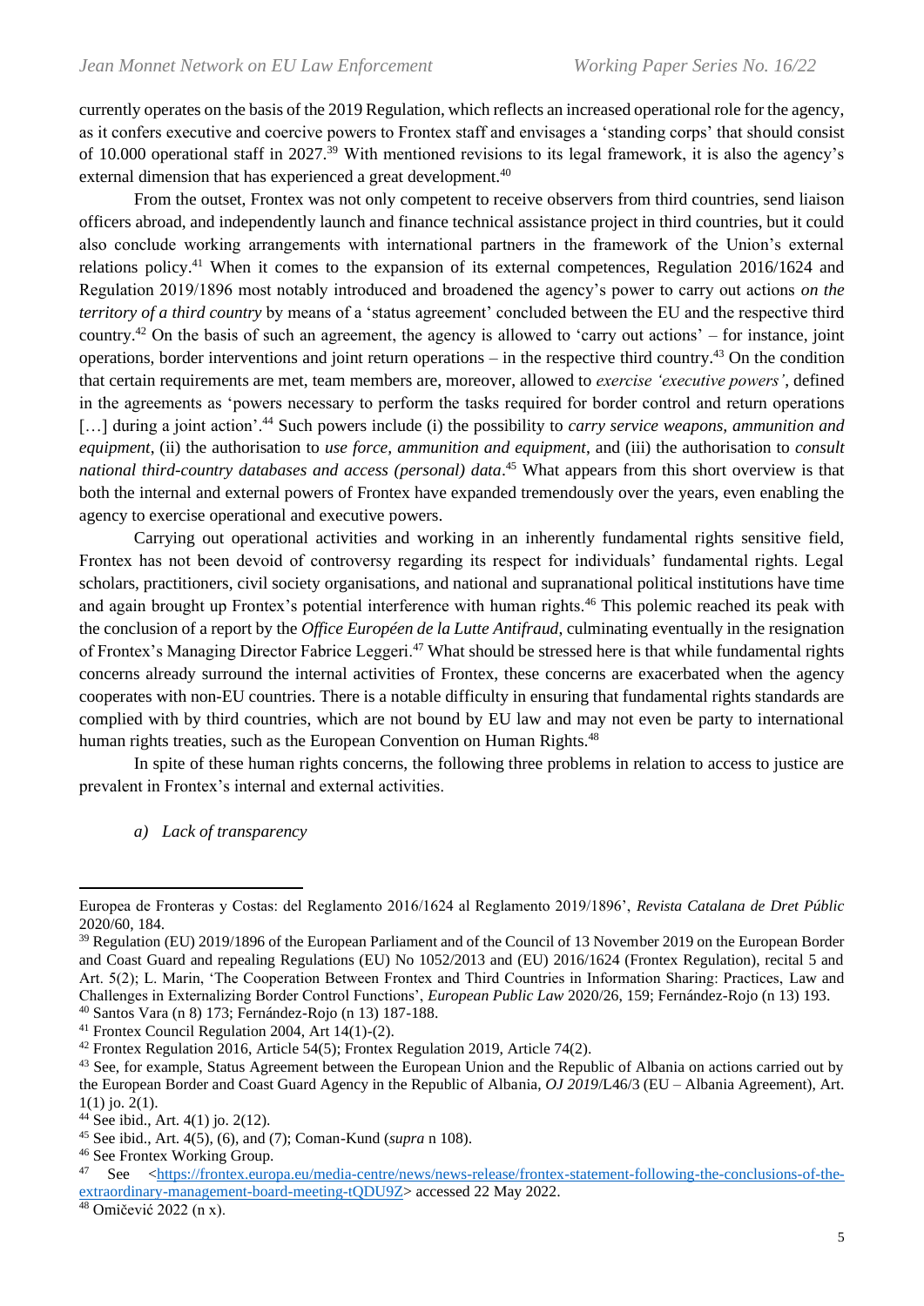currently operates on the basis of the 2019 Regulation, which reflects an increased operational role for the agency, as it confers executive and coercive powers to Frontex staff and envisages a 'standing corps' that should consist of 10.000 operational staff in 2027.[39] With mentioned revisions to its legal framework, it is also the agency's external dimension that has experienced a great development.[40]

From the outset, Frontex was not only competent to receive observers from third countries, send liaison officers abroad, and independently launch and finance technical assistance project in third countries, but it could also conclude working arrangements with international partners in the framework of the Union's external relations policy.[41] When it comes to the expansion of its external competences, Regulation 2016/1624 and Regulation 2019/1896 most notably introduced and broadened the agency's power to carry out actions *on the territory of a third country* by means of a 'status agreement' concluded between the EU and the respective third country.[42] On the basis of such an agreement, the agency is allowed to 'carry out actions' – for instance, joint operations, border interventions and joint return operations – in the respective third country.[43] On the condition that certain requirements are met, team members are, moreover, allowed to *exercise 'executive powers'*, defined in the agreements as 'powers necessary to perform the tasks required for border control and return operations […] during a joint action'.[44] Such powers include (i) the possibility to *carry service weapons, ammunition and equipment*, (ii) the authorisation to *use force, ammunition and equipment*, and (iii) the authorisation to *consult national third-country databases and access (personal) data*.[45] What appears from this short overview is that both the internal and external powers of Frontex have expanded tremendously over the years, even enabling the agency to exercise operational and executive powers.

Carrying out operational activities and working in an inherently fundamental rights sensitive field, Frontex has not been devoid of controversy regarding its respect for individuals' fundamental rights. Legal scholars, practitioners, civil society organisations, and national and supranational political institutions have time and again brought up Frontex's potential interference with human rights.[46] This polemic reached its peak with the conclusion of a report by the *Office Européen de la Lutte Antifraud*, culminating eventually in the resignation of Frontex's Managing Director Fabrice Leggeri.[47] What should be stressed here is that while fundamental rights concerns already surround the internal activities of Frontex, these concerns are exacerbated when the agency cooperates with non-EU countries. There is a notable difficulty in ensuring that fundamental rights standards are complied with by third countries, which are not bound by EU law and may not even be party to international human rights treaties, such as the European Convention on Human Rights.[48]

In spite of these human rights concerns, the following three problems in relation to access to justice are prevalent in Frontex's internal and external activities.

*a) Lack of transparency*

---

Europea de Fronteras y Costas: del Reglamento 2016/1624 al Reglamento 2019/1896', *Revista Catalana de Dret Públic* 2020/60, 184.

[39] Regulation (EU) 2019/1896 of the European Parliament and of the Council of 13 November 2019 on the European Border and Coast Guard and repealing Regulations (EU) No 1052/2013 and (EU) 2016/1624 (Frontex Regulation), recital 5 and Art. 5(2); L. Marin, 'The Cooperation Between Frontex and Third Countries in Information Sharing: Practices, Law and Challenges in Externalizing Border Control Functions', *European Public Law* 2020/26, 159; Fernández-Rojo (n 13) 193.

[40] Santos Vara (n 8) 173; Fernández-Rojo (n 13) 187-188.

[41] Frontex Council Regulation 2004, Art 14(1)-(2).

[42] Frontex Regulation 2016, Article 54(5); Frontex Regulation 2019, Article 74(2).

[43] See, for example, Status Agreement between the European Union and the Republic of Albania on actions carried out by the European Border and Coast Guard Agency in the Republic of Albania, *OJ 2019*/L46/3 (EU – Albania Agreement), Art. 1(1) jo. 2(1).

[44] See ibid., Art. 4(1) jo. 2(12).

[45] See ibid., Art. 4(5), (6), and (7); Coman-Kund (*supra* n 108).

[46] See Frontex Working Group.

[47] See <https://frontex.europa.eu/media-centre/news/news-release/frontex-statement-following-the-conclusions-of-the-extraordinary-management-board-meeting-tQDU9Z> accessed 22 May 2022.

[48] Omičević 2022 (n x).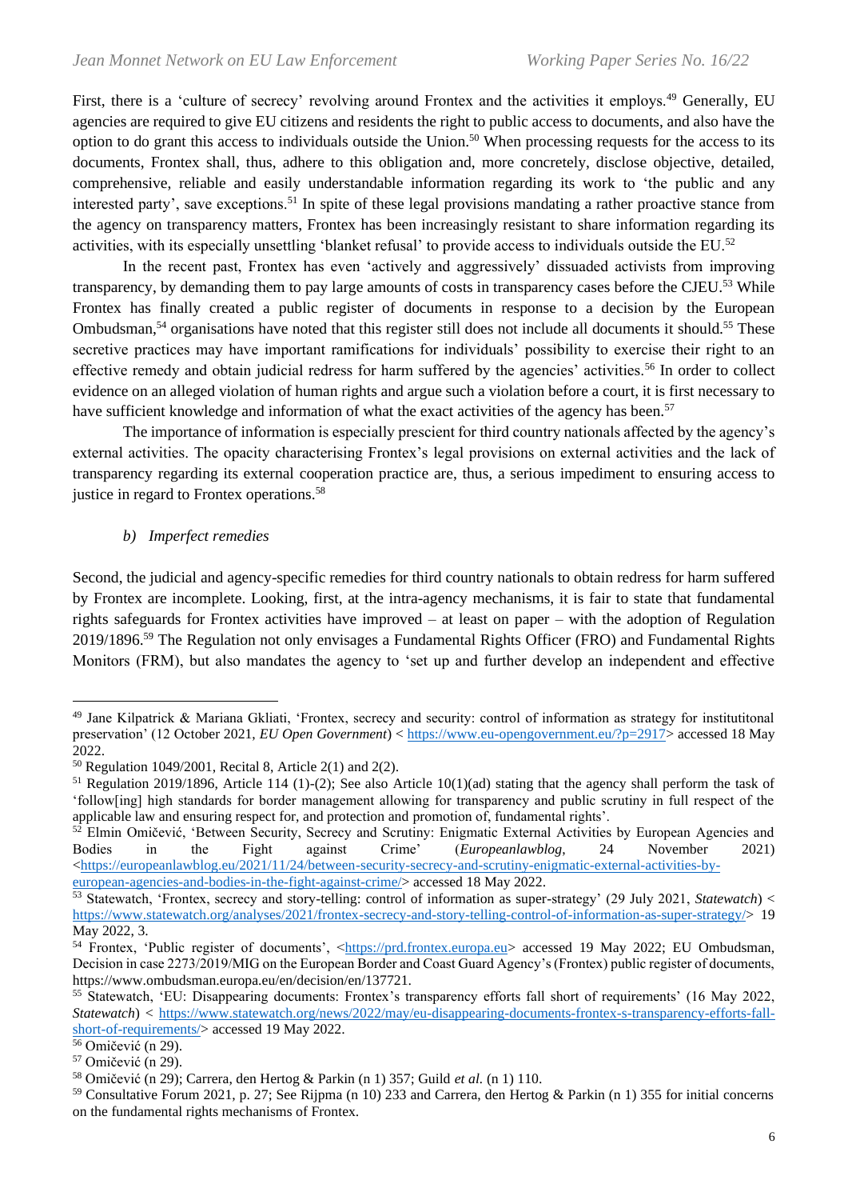First, there is a 'culture of secrecy' revolving around Frontex and the activities it employs.[49] Generally, EU agencies are required to give EU citizens and residents the right to public access to documents, and also have the option to do grant this access to individuals outside the Union.[50] When processing requests for the access to its documents, Frontex shall, thus, adhere to this obligation and, more concretely, disclose objective, detailed, comprehensive, reliable and easily understandable information regarding its work to 'the public and any interested party', save exceptions.[51] In spite of these legal provisions mandating a rather proactive stance from the agency on transparency matters, Frontex has been increasingly resistant to share information regarding its activities, with its especially unsettling 'blanket refusal' to provide access to individuals outside the EU.[52]

In the recent past, Frontex has even 'actively and aggressively' dissuaded activists from improving transparency, by demanding them to pay large amounts of costs in transparency cases before the CJEU.[53] While Frontex has finally created a public register of documents in response to a decision by the European Ombudsman,[54] organisations have noted that this register still does not include all documents it should.[55] These secretive practices may have important ramifications for individuals' possibility to exercise their right to an effective remedy and obtain judicial redress for harm suffered by the agencies' activities.[56] In order to collect evidence on an alleged violation of human rights and argue such a violation before a court, it is first necessary to have sufficient knowledge and information of what the exact activities of the agency has been.[57]

The importance of information is especially prescient for third country nationals affected by the agency's external activities. The opacity characterising Frontex's legal provisions on external activities and the lack of transparency regarding its external cooperation practice are, thus, a serious impediment to ensuring access to justice in regard to Frontex operations.[58]

*b) Imperfect remedies*

Second, the judicial and agency-specific remedies for third country nationals to obtain redress for harm suffered by Frontex are incomplete. Looking, first, at the intra-agency mechanisms, it is fair to state that fundamental rights safeguards for Frontex activities have improved – at least on paper – with the adoption of Regulation 2019/1896.[59] The Regulation not only envisages a Fundamental Rights Officer (FRO) and Fundamental Rights Monitors (FRM), but also mandates the agency to 'set up and further develop an independent and effective

---

[49] Jane Kilpatrick & Mariana Gkliati, 'Frontex, secrecy and security: control of information as strategy for institutitonal preservation' (12 October 2021, *EU Open Government*) < https://www.eu-opengovernment.eu/?p=2917> accessed 18 May 2022.

[50] Regulation 1049/2001, Recital 8, Article 2(1) and 2(2).

[51] Regulation 2019/1896, Article 114 (1)-(2); See also Article 10(1)(ad) stating that the agency shall perform the task of 'follow[ing] high standards for border management allowing for transparency and public scrutiny in full respect of the applicable law and ensuring respect for, and protection and promotion of, fundamental rights'.

[52] Elmin Omičević, 'Between Security, Secrecy and Scrutiny: Enigmatic External Activities by European Agencies and Bodies in the Fight against Crime' (*Europeanlawblog*, 24 November 2021) <https://europeanlawblog.eu/2021/11/24/between-security-secrecy-and-scrutiny-enigmatic-external-activities-by-european-agencies-and-bodies-in-the-fight-against-crime/> accessed 18 May 2022.

[53] Statewatch, 'Frontex, secrecy and story-telling: control of information as super-strategy' (29 July 2021, *Statewatch*) < https://www.statewatch.org/analyses/2021/frontex-secrecy-and-story-telling-control-of-information-as-super-strategy/> 19 May 2022, 3.

[54] Frontex, 'Public register of documents', <https://prd.frontex.europa.eu> accessed 19 May 2022; EU Ombudsman, Decision in case 2273/2019/MIG on the European Border and Coast Guard Agency's (Frontex) public register of documents, https://www.ombudsman.europa.eu/en/decision/en/137721.

[55] Statewatch, 'EU: Disappearing documents: Frontex's transparency efforts fall short of requirements' (16 May 2022, *Statewatch*) < https://www.statewatch.org/news/2022/may/eu-disappearing-documents-frontex-s-transparency-efforts-fall-short-of-requirements/> accessed 19 May 2022.

[56] Omičević (n 29).

[57] Omičević (n 29).

[58] Omičević (n 29); Carrera, den Hertog & Parkin (n 1) 357; Guild *et al.* (n 1) 110.

[59] Consultative Forum 2021, p. 27; See Rijpma (n 10) 233 and Carrera, den Hertog & Parkin (n 1) 355 for initial concerns on the fundamental rights mechanisms of Frontex.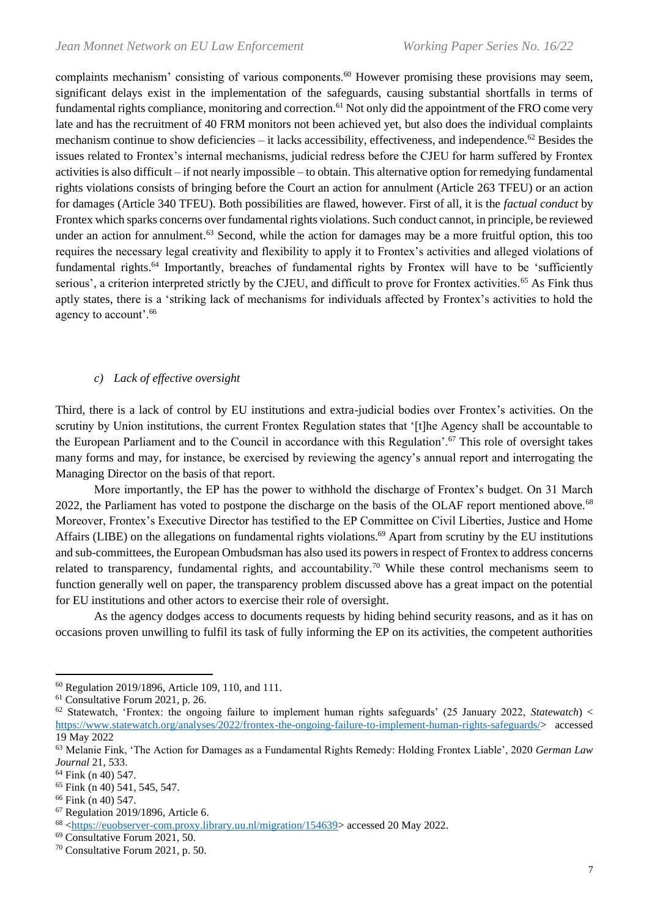complaints mechanism' consisting of various components.[60] However promising these provisions may seem, significant delays exist in the implementation of the safeguards, causing substantial shortfalls in terms of fundamental rights compliance, monitoring and correction.[61] Not only did the appointment of the FRO come very late and has the recruitment of 40 FRM monitors not been achieved yet, but also does the individual complaints mechanism continue to show deficiencies – it lacks accessibility, effectiveness, and independence.[62] Besides the issues related to Frontex's internal mechanisms, judicial redress before the CJEU for harm suffered by Frontex activities is also difficult – if not nearly impossible – to obtain. This alternative option for remedying fundamental rights violations consists of bringing before the Court an action for annulment (Article 263 TFEU) or an action for damages (Article 340 TFEU). Both possibilities are flawed, however. First of all, it is the *factual conduct* by Frontex which sparks concerns over fundamental rights violations. Such conduct cannot, in principle, be reviewed under an action for annulment.[63] Second, while the action for damages may be a more fruitful option, this too requires the necessary legal creativity and flexibility to apply it to Frontex's activities and alleged violations of fundamental rights.[64] Importantly, breaches of fundamental rights by Frontex will have to be 'sufficiently serious', a criterion interpreted strictly by the CJEU, and difficult to prove for Frontex activities.[65] As Fink thus aptly states, there is a 'striking lack of mechanisms for individuals affected by Frontex's activities to hold the agency to account'.[66]

#### *c) Lack of effective oversight*

Third, there is a lack of control by EU institutions and extra-judicial bodies over Frontex's activities. On the scrutiny by Union institutions, the current Frontex Regulation states that '[t]he Agency shall be accountable to the European Parliament and to the Council in accordance with this Regulation'.[67] This role of oversight takes many forms and may, for instance, be exercised by reviewing the agency's annual report and interrogating the Managing Director on the basis of that report.

More importantly, the EP has the power to withhold the discharge of Frontex's budget. On 31 March 2022, the Parliament has voted to postpone the discharge on the basis of the OLAF report mentioned above.[68] Moreover, Frontex's Executive Director has testified to the EP Committee on Civil Liberties, Justice and Home Affairs (LIBE) on the allegations on fundamental rights violations.[69] Apart from scrutiny by the EU institutions and sub-committees, the European Ombudsman has also used its powers in respect of Frontex to address concerns related to transparency, fundamental rights, and accountability.[70] While these control mechanisms seem to function generally well on paper, the transparency problem discussed above has a great impact on the potential for EU institutions and other actors to exercise their role of oversight.

As the agency dodges access to documents requests by hiding behind security reasons, and as it has on occasions proven unwilling to fulfil its task of fully informing the EP on its activities, the competent authorities

---

[60] Regulation 2019/1896, Article 109, 110, and 111.

[61] Consultative Forum 2021, p. 26.

[62] Statewatch, 'Frontex: the ongoing failure to implement human rights safeguards' (25 January 2022, *Statewatch*) < https://www.statewatch.org/analyses/2022/frontex-the-ongoing-failure-to-implement-human-rights-safeguards/> accessed 19 May 2022

[63] Melanie Fink, 'The Action for Damages as a Fundamental Rights Remedy: Holding Frontex Liable', 2020 *German Law Journal* 21, 533.

[64] Fink (n 40) 547.

[65] Fink (n 40) 541, 545, 547.

[66] Fink (n 40) 547.

[67] Regulation 2019/1896, Article 6.

[68] <https://euobserver-com.proxy.library.uu.nl/migration/154639> accessed 20 May 2022.

[69] Consultative Forum 2021, 50.

[70] Consultative Forum 2021, p. 50.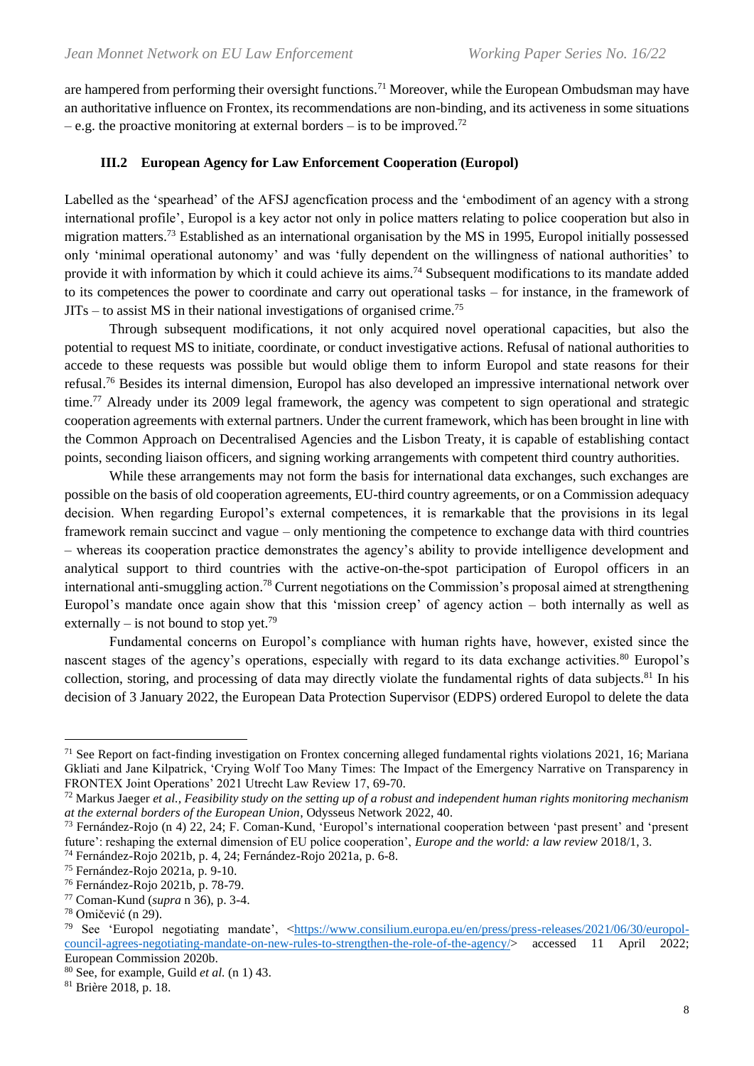are hampered from performing their oversight functions.[71] Moreover, while the European Ombudsman may have an authoritative influence on Frontex, its recommendations are non-binding, and its activeness in some situations – e.g. the proactive monitoring at external borders – is to be improved.[72]

### III.2 European Agency for Law Enforcement Cooperation (Europol)

Labelled as the 'spearhead' of the AFSJ agencfication process and the 'embodiment of an agency with a strong international profile', Europol is a key actor not only in police matters relating to police cooperation but also in migration matters.[73] Established as an international organisation by the MS in 1995, Europol initially possessed only 'minimal operational autonomy' and was 'fully dependent on the willingness of national authorities' to provide it with information by which it could achieve its aims.[74] Subsequent modifications to its mandate added to its competences the power to coordinate and carry out operational tasks – for instance, in the framework of JITs – to assist MS in their national investigations of organised crime.[75]

Through subsequent modifications, it not only acquired novel operational capacities, but also the potential to request MS to initiate, coordinate, or conduct investigative actions. Refusal of national authorities to accede to these requests was possible but would oblige them to inform Europol and state reasons for their refusal.[76] Besides its internal dimension, Europol has also developed an impressive international network over time.[77] Already under its 2009 legal framework, the agency was competent to sign operational and strategic cooperation agreements with external partners. Under the current framework, which has been brought in line with the Common Approach on Decentralised Agencies and the Lisbon Treaty, it is capable of establishing contact points, seconding liaison officers, and signing working arrangements with competent third country authorities.

While these arrangements may not form the basis for international data exchanges, such exchanges are possible on the basis of old cooperation agreements, EU-third country agreements, or on a Commission adequacy decision. When regarding Europol's external competences, it is remarkable that the provisions in its legal framework remain succinct and vague – only mentioning the competence to exchange data with third countries – whereas its cooperation practice demonstrates the agency's ability to provide intelligence development and analytical support to third countries with the active-on-the-spot participation of Europol officers in an international anti-smuggling action.[78] Current negotiations on the Commission's proposal aimed at strengthening Europol's mandate once again show that this 'mission creep' of agency action – both internally as well as externally – is not bound to stop yet.[79]

Fundamental concerns on Europol's compliance with human rights have, however, existed since the nascent stages of the agency's operations, especially with regard to its data exchange activities.[80] Europol's collection, storing, and processing of data may directly violate the fundamental rights of data subjects.[81] In his decision of 3 January 2022, the European Data Protection Supervisor (EDPS) ordered Europol to delete the data

---

[71] See Report on fact-finding investigation on Frontex concerning alleged fundamental rights violations 2021, 16; Mariana Gkliati and Jane Kilpatrick, 'Crying Wolf Too Many Times: The Impact of the Emergency Narrative on Transparency in FRONTEX Joint Operations' 2021 Utrecht Law Review 17, 69-70.

[72] Markus Jaeger *et al.*, *Feasibility study on the setting up of a robust and independent human rights monitoring mechanism at the external borders of the European Union*, Odysseus Network 2022, 40.

[73] Fernández-Rojo (n 4) 22, 24; F. Coman-Kund, 'Europol's international cooperation between 'past present' and 'present future': reshaping the external dimension of EU police cooperation', *Europe and the world: a law review* 2018/1, 3.

[74] Fernández-Rojo 2021b, p. 4, 24; Fernández-Rojo 2021a, p. 6-8.

[75] Fernández-Rojo 2021a, p. 9-10.

[76] Fernández-Rojo 2021b, p. 78-79.

[77] Coman-Kund (*supra* n 36), p. 3-4.

[78] Omičević (n 29).

[79] See 'Europol negotiating mandate', <https://www.consilium.europa.eu/en/press/press-releases/2021/06/30/europol-council-agrees-negotiating-mandate-on-new-rules-to-strengthen-the-role-of-the-agency/> accessed 11 April 2022; European Commission 2020b.

[80] See, for example, Guild *et al.* (n 1) 43.

[81] Brière 2018, p. 18.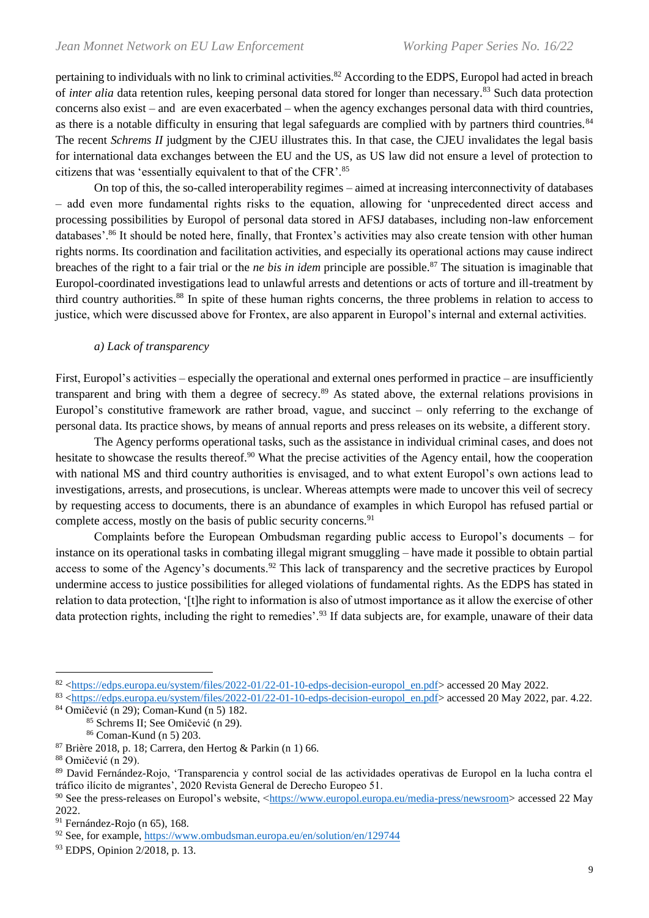pertaining to individuals with no link to criminal activities.[82] According to the EDPS, Europol had acted in breach of *inter alia* data retention rules, keeping personal data stored for longer than necessary.[83] Such data protection concerns also exist – and are even exacerbated – when the agency exchanges personal data with third countries, as there is a notable difficulty in ensuring that legal safeguards are complied with by partners third countries.[84] The recent *Schrems II* judgment by the CJEU illustrates this. In that case, the CJEU invalidates the legal basis for international data exchanges between the EU and the US, as US law did not ensure a level of protection to citizens that was 'essentially equivalent to that of the CFR'.[85]

On top of this, the so-called interoperability regimes – aimed at increasing interconnectivity of databases – add even more fundamental rights risks to the equation, allowing for 'unprecedented direct access and processing possibilities by Europol of personal data stored in AFSJ databases, including non-law enforcement databases'.[86] It should be noted here, finally, that Frontex's activities may also create tension with other human rights norms. Its coordination and facilitation activities, and especially its operational actions may cause indirect breaches of the right to a fair trial or the *ne bis in idem* principle are possible.[87] The situation is imaginable that Europol-coordinated investigations lead to unlawful arrests and detentions or acts of torture and ill-treatment by third country authorities.[88] In spite of these human rights concerns, the three problems in relation to access to justice, which were discussed above for Frontex, are also apparent in Europol's internal and external activities.

*a) Lack of transparency*

First, Europol's activities – especially the operational and external ones performed in practice – are insufficiently transparent and bring with them a degree of secrecy.[89] As stated above, the external relations provisions in Europol's constitutive framework are rather broad, vague, and succinct – only referring to the exchange of personal data. Its practice shows, by means of annual reports and press releases on its website, a different story.

The Agency performs operational tasks, such as the assistance in individual criminal cases, and does not hesitate to showcase the results thereof.[90] What the precise activities of the Agency entail, how the cooperation with national MS and third country authorities is envisaged, and to what extent Europol's own actions lead to investigations, arrests, and prosecutions, is unclear. Whereas attempts were made to uncover this veil of secrecy by requesting access to documents, there is an abundance of examples in which Europol has refused partial or complete access, mostly on the basis of public security concerns.[91]

Complaints before the European Ombudsman regarding public access to Europol's documents – for instance on its operational tasks in combating illegal migrant smuggling – have made it possible to obtain partial access to some of the Agency's documents.[92] This lack of transparency and the secretive practices by Europol undermine access to justice possibilities for alleged violations of fundamental rights. As the EDPS has stated in relation to data protection, '[t]he right to information is also of utmost importance as it allow the exercise of other data protection rights, including the right to remedies'.[93] If data subjects are, for example, unaware of their data

---

[82] <https://edps.europa.eu/system/files/2022-01/22-01-10-edps-decision-europol_en.pdf> accessed 20 May 2022.

[83] <https://edps.europa.eu/system/files/2022-01/22-01-10-edps-decision-europol_en.pdf> accessed 20 May 2022, par. 4.22.

[84] Omičević (n 29); Coman-Kund (n 5) 182.

[85] Schrems II; See Omičević (n 29).

[86] Coman-Kund (n 5) 203.

[87] Brière 2018, p. 18; Carrera, den Hertog & Parkin (n 1) 66.

[88] Omičević (n 29).

[89] David Fernández-Rojo, 'Transparencia y control social de las actividades operativas de Europol en la lucha contra el tráfico ilícito de migrantes', 2020 Revista General de Derecho Europeo 51.

[90] See the press-releases on Europol's website, <https://www.europol.europa.eu/media-press/newsroom> accessed 22 May 2022.

[91] Fernández-Rojo (n 65), 168.

[92] See, for example, https://www.ombudsman.europa.eu/en/solution/en/129744

[93] EDPS, Opinion 2/2018, p. 13.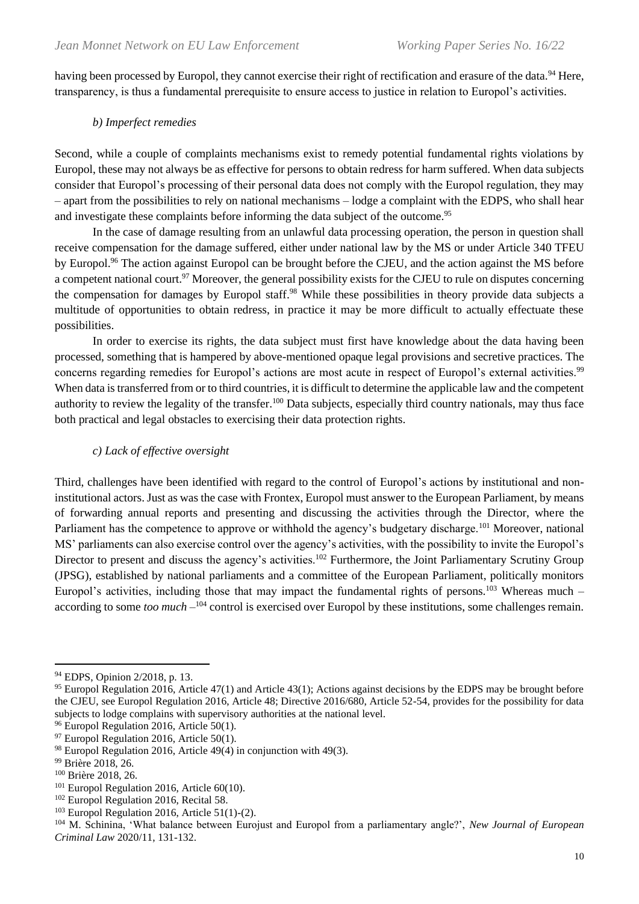having been processed by Europol, they cannot exercise their right of rectification and erasure of the data.[94] Here, transparency, is thus a fundamental prerequisite to ensure access to justice in relation to Europol's activities.

### *b) Imperfect remedies*

Second, while a couple of complaints mechanisms exist to remedy potential fundamental rights violations by Europol, these may not always be as effective for persons to obtain redress for harm suffered. When data subjects consider that Europol's processing of their personal data does not comply with the Europol regulation, they may – apart from the possibilities to rely on national mechanisms – lodge a complaint with the EDPS, who shall hear and investigate these complaints before informing the data subject of the outcome.[95]

In the case of damage resulting from an unlawful data processing operation, the person in question shall receive compensation for the damage suffered, either under national law by the MS or under Article 340 TFEU by Europol.[96] The action against Europol can be brought before the CJEU, and the action against the MS before a competent national court.[97] Moreover, the general possibility exists for the CJEU to rule on disputes concerning the compensation for damages by Europol staff.[98] While these possibilities in theory provide data subjects a multitude of opportunities to obtain redress, in practice it may be more difficult to actually effectuate these possibilities.

In order to exercise its rights, the data subject must first have knowledge about the data having been processed, something that is hampered by above-mentioned opaque legal provisions and secretive practices. The concerns regarding remedies for Europol's actions are most acute in respect of Europol's external activities.[99] When data is transferred from or to third countries, it is difficult to determine the applicable law and the competent authority to review the legality of the transfer.[100] Data subjects, especially third country nationals, may thus face both practical and legal obstacles to exercising their data protection rights.

### *c) Lack of effective oversight*

Third, challenges have been identified with regard to the control of Europol's actions by institutional and non-institutional actors. Just as was the case with Frontex, Europol must answer to the European Parliament, by means of forwarding annual reports and presenting and discussing the activities through the Director, where the Parliament has the competence to approve or withhold the agency's budgetary discharge.[101] Moreover, national MS' parliaments can also exercise control over the agency's activities, with the possibility to invite the Europol's Director to present and discuss the agency's activities.[102] Furthermore, the Joint Parliamentary Scrutiny Group (JPSG), established by national parliaments and a committee of the European Parliament, politically monitors Europol's activities, including those that may impact the fundamental rights of persons.[103] Whereas much – according to some *too much* –[104] control is exercised over Europol by these institutions, some challenges remain.

---

[94] EDPS, Opinion 2/2018, p. 13.

[95] Europol Regulation 2016, Article 47(1) and Article 43(1); Actions against decisions by the EDPS may be brought before the CJEU, see Europol Regulation 2016, Article 48; Directive 2016/680, Article 52-54, provides for the possibility for data subjects to lodge complains with supervisory authorities at the national level.

[96] Europol Regulation 2016, Article 50(1).

[97] Europol Regulation 2016, Article 50(1).

[98] Europol Regulation 2016, Article 49(4) in conjunction with 49(3).

[99] Brière 2018, 26.

[100] Brière 2018, 26.

[101] Europol Regulation 2016, Article 60(10).

[102] Europol Regulation 2016, Recital 58.

[103] Europol Regulation 2016, Article 51(1)-(2).

[104] M. Schinina, 'What balance between Eurojust and Europol from a parliamentary angle?', *New Journal of European Criminal Law* 2020/11, 131-132.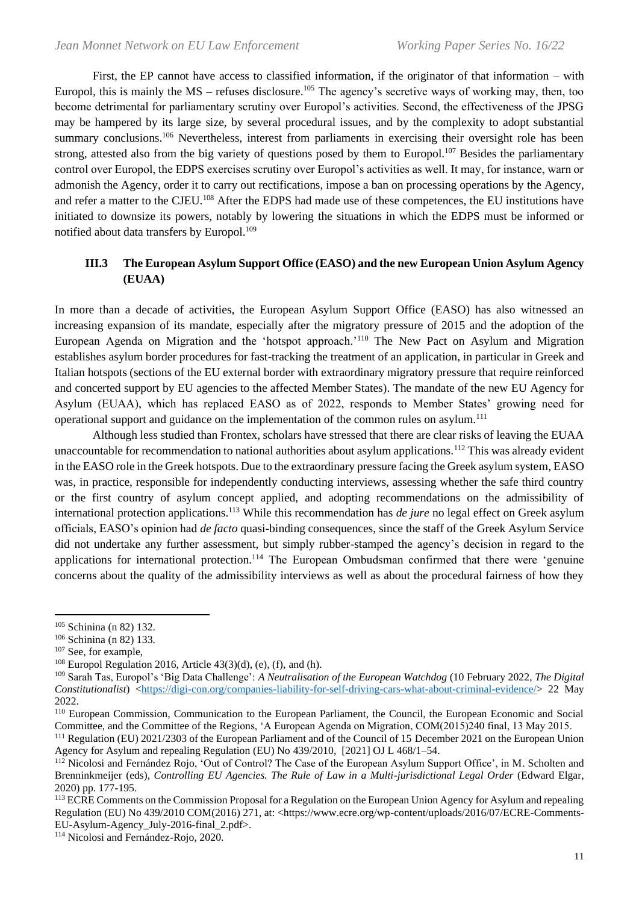First, the EP cannot have access to classified information, if the originator of that information – with Europol, this is mainly the MS – refuses disclosure.[105] The agency's secretive ways of working may, then, too become detrimental for parliamentary scrutiny over Europol's activities. Second, the effectiveness of the JPSG may be hampered by its large size, by several procedural issues, and by the complexity to adopt substantial summary conclusions.[106] Nevertheless, interest from parliaments in exercising their oversight role has been strong, attested also from the big variety of questions posed by them to Europol.[107] Besides the parliamentary control over Europol, the EDPS exercises scrutiny over Europol's activities as well. It may, for instance, warn or admonish the Agency, order it to carry out rectifications, impose a ban on processing operations by the Agency, and refer a matter to the CJEU.[108] After the EDPS had made use of these competences, the EU institutions have initiated to downsize its powers, notably by lowering the situations in which the EDPS must be informed or notified about data transfers by Europol.[109]

### III.3 The European Asylum Support Office (EASO) and the new European Union Asylum Agency (EUAA)

In more than a decade of activities, the European Asylum Support Office (EASO) has also witnessed an increasing expansion of its mandate, especially after the migratory pressure of 2015 and the adoption of the European Agenda on Migration and the 'hotspot approach.'[110] The New Pact on Asylum and Migration establishes asylum border procedures for fast-tracking the treatment of an application, in particular in Greek and Italian hotspots (sections of the EU external border with extraordinary migratory pressure that require reinforced and concerted support by EU agencies to the affected Member States). The mandate of the new EU Agency for Asylum (EUAA), which has replaced EASO as of 2022, responds to Member States' growing need for operational support and guidance on the implementation of the common rules on asylum.[111]

Although less studied than Frontex, scholars have stressed that there are clear risks of leaving the EUAA unaccountable for recommendation to national authorities about asylum applications.[112] This was already evident in the EASO role in the Greek hotspots. Due to the extraordinary pressure facing the Greek asylum system, EASO was, in practice, responsible for independently conducting interviews, assessing whether the safe third country or the first country of asylum concept applied, and adopting recommendations on the admissibility of international protection applications.[113] While this recommendation has *de jure* no legal effect on Greek asylum officials, EASO's opinion had *de facto* quasi-binding consequences, since the staff of the Greek Asylum Service did not undertake any further assessment, but simply rubber-stamped the agency's decision in regard to the applications for international protection.[114] The European Ombudsman confirmed that there were 'genuine concerns about the quality of the admissibility interviews as well as about the procedural fairness of how they

---

[105] Schinina (n 82) 132.

[106] Schinina (n 82) 133.

[107] See, for example,

[108] Europol Regulation 2016, Article 43(3)(d), (e), (f), and (h).

[109] Sarah Tas, Europol's 'Big Data Challenge': *A Neutralisation of the European Watchdog* (10 February 2022, *The Digital Constitutionalist*) <https://digi-con.org/companies-liability-for-self-driving-cars-what-about-criminal-evidence/> 22 May 2022.

[110] European Commission, Communication to the European Parliament, the Council, the European Economic and Social Committee, and the Committee of the Regions, 'A European Agenda on Migration, COM(2015)240 final, 13 May 2015.

[111] Regulation (EU) 2021/2303 of the European Parliament and of the Council of 15 December 2021 on the European Union Agency for Asylum and repealing Regulation (EU) No 439/2010, [2021] OJ L 468/1–54.

[112] Nicolosi and Fernández Rojo, 'Out of Control? The Case of the European Asylum Support Office', in M. Scholten and Brenninkmeijer (eds), *Controlling EU Agencies. The Rule of Law in a Multi-jurisdictional Legal Order* (Edward Elgar, 2020) pp. 177-195.

[113] ECRE Comments on the Commission Proposal for a Regulation on the European Union Agency for Asylum and repealing Regulation (EU) No 439/2010 COM(2016) 271, at: <https://www.ecre.org/wp-content/uploads/2016/07/ECRE-Comments-EU-Asylum-Agency_July-2016-final_2.pdf>.

[114] Nicolosi and Fernández-Rojo, 2020.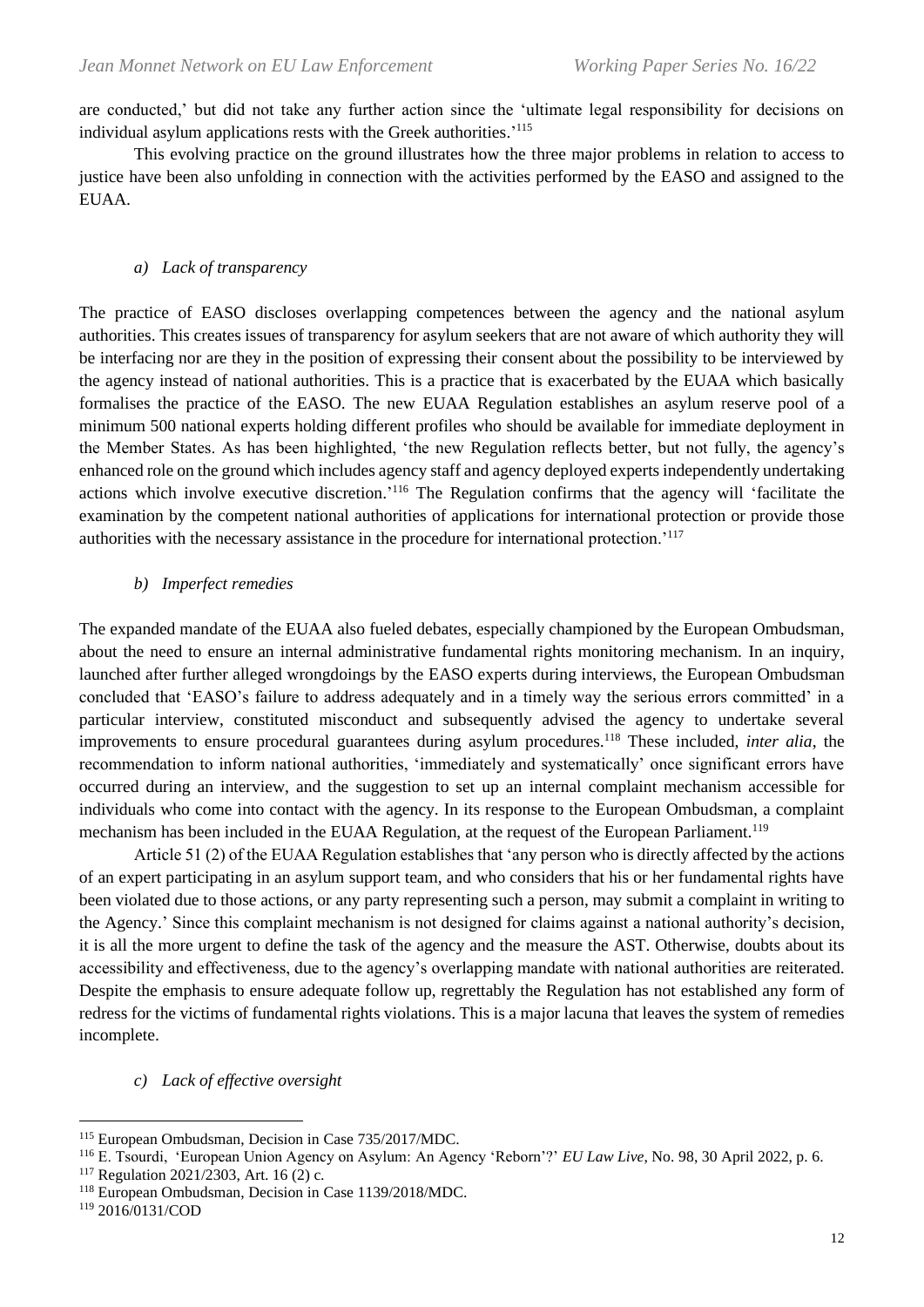are conducted,' but did not take any further action since the 'ultimate legal responsibility for decisions on individual asylum applications rests with the Greek authorities.'[115]

This evolving practice on the ground illustrates how the three major problems in relation to access to justice have been also unfolding in connection with the activities performed by the EASO and assigned to the EUAA.

### *a) Lack of transparency*

The practice of EASO discloses overlapping competences between the agency and the national asylum authorities. This creates issues of transparency for asylum seekers that are not aware of which authority they will be interfacing nor are they in the position of expressing their consent about the possibility to be interviewed by the agency instead of national authorities. This is a practice that is exacerbated by the EUAA which basically formalises the practice of the EASO. The new EUAA Regulation establishes an asylum reserve pool of a minimum 500 national experts holding different profiles who should be available for immediate deployment in the Member States. As has been highlighted, 'the new Regulation reflects better, but not fully, the agency's enhanced role on the ground which includes agency staff and agency deployed experts independently undertaking actions which involve executive discretion.'[116] The Regulation confirms that the agency will 'facilitate the examination by the competent national authorities of applications for international protection or provide those authorities with the necessary assistance in the procedure for international protection.'[117]

### *b) Imperfect remedies*

The expanded mandate of the EUAA also fueled debates, especially championed by the European Ombudsman, about the need to ensure an internal administrative fundamental rights monitoring mechanism. In an inquiry, launched after further alleged wrongdoings by the EASO experts during interviews, the European Ombudsman concluded that 'EASO's failure to address adequately and in a timely way the serious errors committed' in a particular interview, constituted misconduct and subsequently advised the agency to undertake several improvements to ensure procedural guarantees during asylum procedures.[118] These included, *inter alia*, the recommendation to inform national authorities, 'immediately and systematically' once significant errors have occurred during an interview, and the suggestion to set up an internal complaint mechanism accessible for individuals who come into contact with the agency. In its response to the European Ombudsman, a complaint mechanism has been included in the EUAA Regulation, at the request of the European Parliament.[119]

Article 51 (2) of the EUAA Regulation establishes that 'any person who is directly affected by the actions of an expert participating in an asylum support team, and who considers that his or her fundamental rights have been violated due to those actions, or any party representing such a person, may submit a complaint in writing to the Agency.' Since this complaint mechanism is not designed for claims against a national authority's decision, it is all the more urgent to define the task of the agency and the measure the AST. Otherwise, doubts about its accessibility and effectiveness, due to the agency's overlapping mandate with national authorities are reiterated. Despite the emphasis to ensure adequate follow up, regrettably the Regulation has not established any form of redress for the victims of fundamental rights violations. This is a major lacuna that leaves the system of remedies incomplete.

### *c) Lack of effective oversight*

---

[115] European Ombudsman, Decision in Case 735/2017/MDC.

[116] E. Tsourdi, 'European Union Agency on Asylum: An Agency 'Reborn'?' *EU Law Live*, No. 98, 30 April 2022, p. 6.

[117] Regulation 2021/2303, Art. 16 (2) c.

[118] European Ombudsman, Decision in Case 1139/2018/MDC.

[119] 2016/0131/COD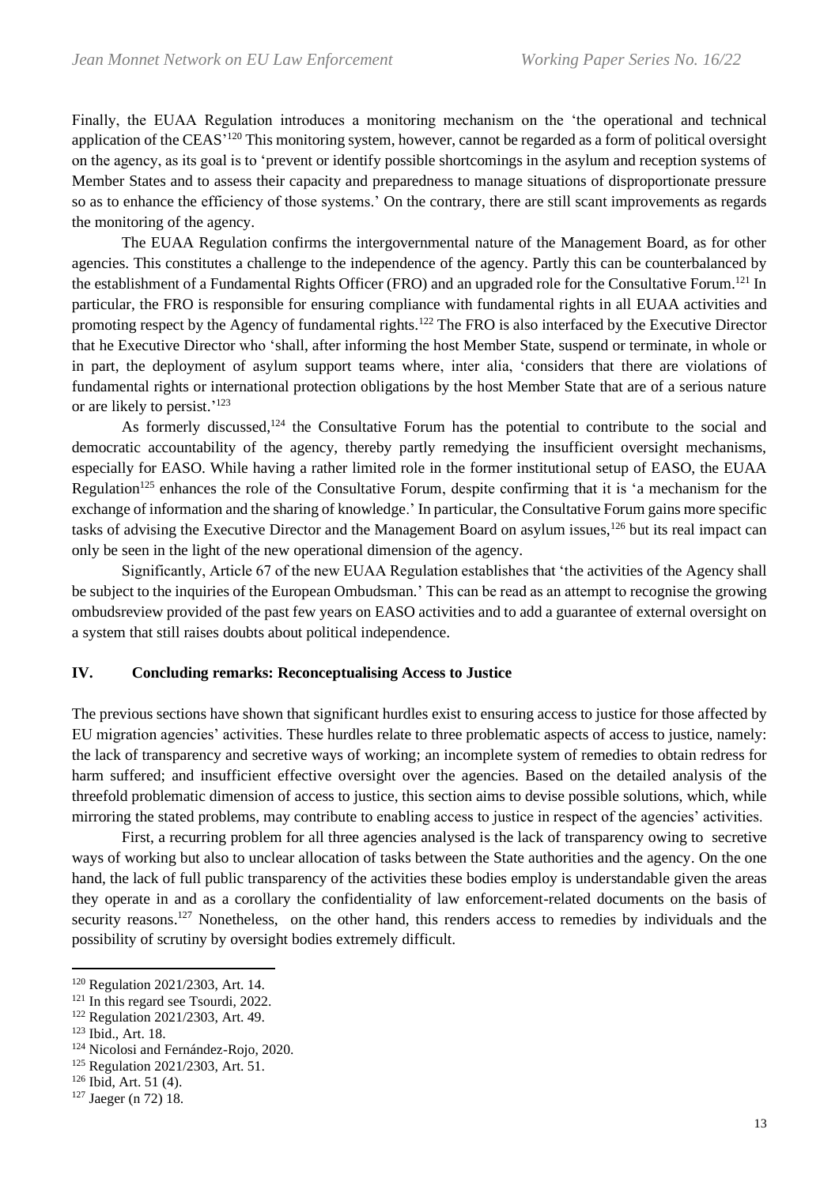Finally, the EUAA Regulation introduces a monitoring mechanism on the 'the operational and technical application of the CEAS'[120] This monitoring system, however, cannot be regarded as a form of political oversight on the agency, as its goal is to 'prevent or identify possible shortcomings in the asylum and reception systems of Member States and to assess their capacity and preparedness to manage situations of disproportionate pressure so as to enhance the efficiency of those systems.' On the contrary, there are still scant improvements as regards the monitoring of the agency.

The EUAA Regulation confirms the intergovernmental nature of the Management Board, as for other agencies. This constitutes a challenge to the independence of the agency. Partly this can be counterbalanced by the establishment of a Fundamental Rights Officer (FRO) and an upgraded role for the Consultative Forum.[121] In particular, the FRO is responsible for ensuring compliance with fundamental rights in all EUAA activities and promoting respect by the Agency of fundamental rights.[122] The FRO is also interfaced by the Executive Director that he Executive Director who 'shall, after informing the host Member State, suspend or terminate, in whole or in part, the deployment of asylum support teams where, inter alia, 'considers that there are violations of fundamental rights or international protection obligations by the host Member State that are of a serious nature or are likely to persist.'[123]

As formerly discussed,[124] the Consultative Forum has the potential to contribute to the social and democratic accountability of the agency, thereby partly remedying the insufficient oversight mechanisms, especially for EASO. While having a rather limited role in the former institutional setup of EASO, the EUAA Regulation[125] enhances the role of the Consultative Forum, despite confirming that it is 'a mechanism for the exchange of information and the sharing of knowledge.' In particular, the Consultative Forum gains more specific tasks of advising the Executive Director and the Management Board on asylum issues,[126] but its real impact can only be seen in the light of the new operational dimension of the agency.

Significantly, Article 67 of the new EUAA Regulation establishes that 'the activities of the Agency shall be subject to the inquiries of the European Ombudsman.' This can be read as an attempt to recognise the growing ombudsreview provided of the past few years on EASO activities and to add a guarantee of external oversight on a system that still raises doubts about political independence.

## IV. Concluding remarks: Reconceptualising Access to Justice

The previous sections have shown that significant hurdles exist to ensuring access to justice for those affected by EU migration agencies' activities. These hurdles relate to three problematic aspects of access to justice, namely: the lack of transparency and secretive ways of working; an incomplete system of remedies to obtain redress for harm suffered; and insufficient effective oversight over the agencies. Based on the detailed analysis of the threefold problematic dimension of access to justice, this section aims to devise possible solutions, which, while mirroring the stated problems, may contribute to enabling access to justice in respect of the agencies' activities.

First, a recurring problem for all three agencies analysed is the lack of transparency owing to secretive ways of working but also to unclear allocation of tasks between the State authorities and the agency. On the one hand, the lack of full public transparency of the activities these bodies employ is understandable given the areas they operate in and as a corollary the confidentiality of law enforcement-related documents on the basis of security reasons.[127] Nonetheless, on the other hand, this renders access to remedies by individuals and the possibility of scrutiny by oversight bodies extremely difficult.

---

[120] Regulation 2021/2303, Art. 14.

[121] In this regard see Tsourdi, 2022.

[122] Regulation 2021/2303, Art. 49.

[123] Ibid., Art. 18.

[124] Nicolosi and Fernández-Rojo, 2020.

[125] Regulation 2021/2303, Art. 51.

[126] Ibid, Art. 51 (4).

[127] Jaeger (n 72) 18.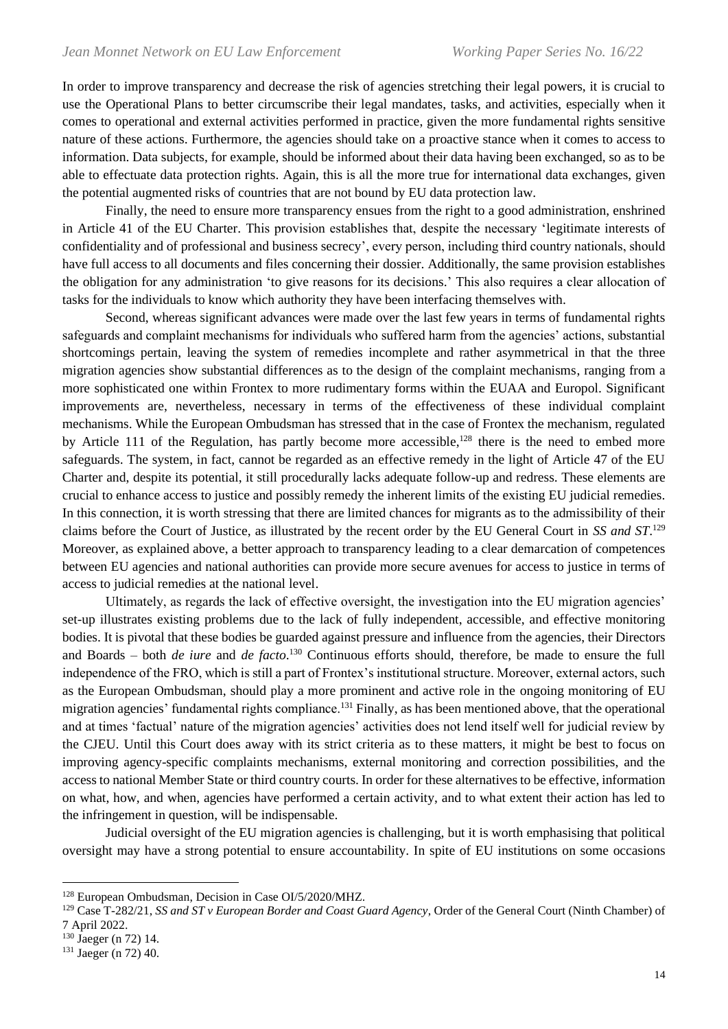In order to improve transparency and decrease the risk of agencies stretching their legal powers, it is crucial to use the Operational Plans to better circumscribe their legal mandates, tasks, and activities, especially when it comes to operational and external activities performed in practice, given the more fundamental rights sensitive nature of these actions. Furthermore, the agencies should take on a proactive stance when it comes to access to information. Data subjects, for example, should be informed about their data having been exchanged, so as to be able to effectuate data protection rights. Again, this is all the more true for international data exchanges, given the potential augmented risks of countries that are not bound by EU data protection law.

Finally, the need to ensure more transparency ensues from the right to a good administration, enshrined in Article 41 of the EU Charter. This provision establishes that, despite the necessary 'legitimate interests of confidentiality and of professional and business secrecy', every person, including third country nationals, should have full access to all documents and files concerning their dossier. Additionally, the same provision establishes the obligation for any administration 'to give reasons for its decisions.' This also requires a clear allocation of tasks for the individuals to know which authority they have been interfacing themselves with.

Second, whereas significant advances were made over the last few years in terms of fundamental rights safeguards and complaint mechanisms for individuals who suffered harm from the agencies' actions, substantial shortcomings pertain, leaving the system of remedies incomplete and rather asymmetrical in that the three migration agencies show substantial differences as to the design of the complaint mechanisms, ranging from a more sophisticated one within Frontex to more rudimentary forms within the EUAA and Europol. Significant improvements are, nevertheless, necessary in terms of the effectiveness of these individual complaint mechanisms. While the European Ombudsman has stressed that in the case of Frontex the mechanism, regulated by Article 111 of the Regulation, has partly become more accessible,[128] there is the need to embed more safeguards. The system, in fact, cannot be regarded as an effective remedy in the light of Article 47 of the EU Charter and, despite its potential, it still procedurally lacks adequate follow-up and redress. These elements are crucial to enhance access to justice and possibly remedy the inherent limits of the existing EU judicial remedies. In this connection, it is worth stressing that there are limited chances for migrants as to the admissibility of their claims before the Court of Justice, as illustrated by the recent order by the EU General Court in *SS and ST*.[129] Moreover, as explained above, a better approach to transparency leading to a clear demarcation of competences between EU agencies and national authorities can provide more secure avenues for access to justice in terms of access to judicial remedies at the national level.

Ultimately, as regards the lack of effective oversight, the investigation into the EU migration agencies' set-up illustrates existing problems due to the lack of fully independent, accessible, and effective monitoring bodies. It is pivotal that these bodies be guarded against pressure and influence from the agencies, their Directors and Boards – both *de iure* and *de facto*.[130] Continuous efforts should, therefore, be made to ensure the full independence of the FRO, which is still a part of Frontex's institutional structure. Moreover, external actors, such as the European Ombudsman, should play a more prominent and active role in the ongoing monitoring of EU migration agencies' fundamental rights compliance.[131] Finally, as has been mentioned above, that the operational and at times 'factual' nature of the migration agencies' activities does not lend itself well for judicial review by the CJEU. Until this Court does away with its strict criteria as to these matters, it might be best to focus on improving agency-specific complaints mechanisms, external monitoring and correction possibilities, and the access to national Member State or third country courts. In order for these alternatives to be effective, information on what, how, and when, agencies have performed a certain activity, and to what extent their action has led to the infringement in question, will be indispensable.

Judicial oversight of the EU migration agencies is challenging, but it is worth emphasising that political oversight may have a strong potential to ensure accountability. In spite of EU institutions on some occasions

---

[128] European Ombudsman, Decision in Case OI/5/2020/MHZ.

[129] Case T-282/21, *SS and ST v European Border and Coast Guard Agency*, Order of the General Court (Ninth Chamber) of 7 April 2022.

[130] Jaeger (n 72) 14.

[131] Jaeger (n 72) 40.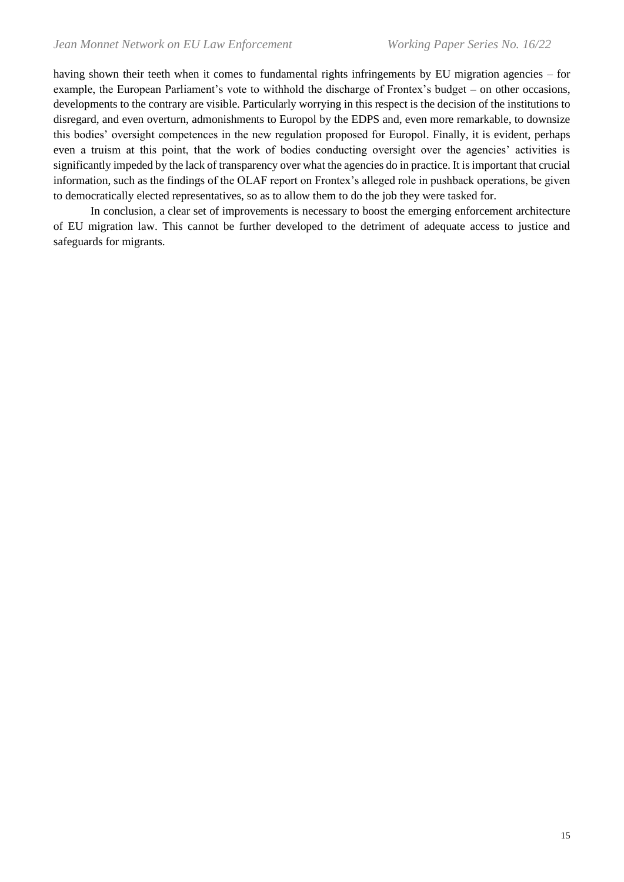having shown their teeth when it comes to fundamental rights infringements by EU migration agencies – for example, the European Parliament's vote to withhold the discharge of Frontex's budget – on other occasions, developments to the contrary are visible. Particularly worrying in this respect is the decision of the institutions to disregard, and even overturn, admonishments to Europol by the EDPS and, even more remarkable, to downsize this bodies' oversight competences in the new regulation proposed for Europol. Finally, it is evident, perhaps even a truism at this point, that the work of bodies conducting oversight over the agencies' activities is significantly impeded by the lack of transparency over what the agencies do in practice. It is important that crucial information, such as the findings of the OLAF report on Frontex's alleged role in pushback operations, be given to democratically elected representatives, so as to allow them to do the job they were tasked for.

In conclusion, a clear set of improvements is necessary to boost the emerging enforcement architecture of EU migration law. This cannot be further developed to the detriment of adequate access to justice and safeguards for migrants.